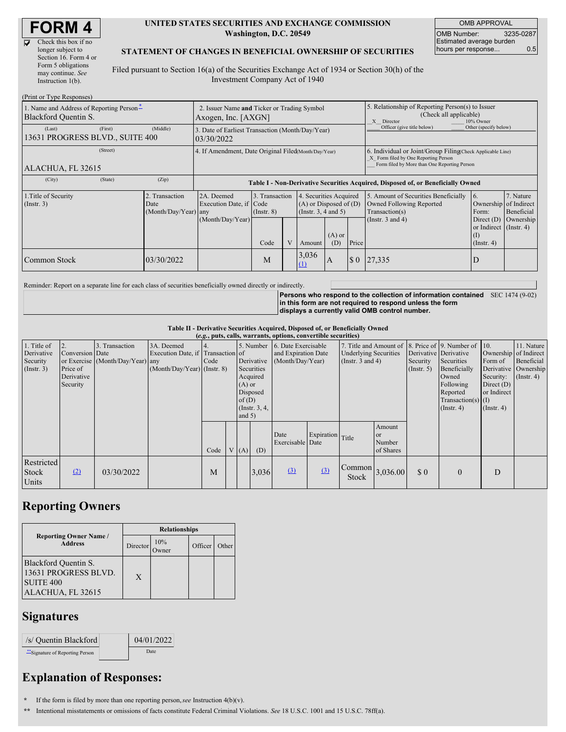# FORM 4

☑ Check this box if no longer subject to Section 16. Form 4 or Form 5 obligations may continue. *See* Instruction 1(b).

**UNITED STATES SECURITIES AND EXCHANGE COMMISSION**
**Washington, D.C. 20549**

**STATEMENT OF CHANGES IN BENEFICIAL OWNERSHIP OF SECURITIES**

Filed pursuant to Section 16(a) of the Securities Exchange Act of 1934 or Section 30(h) of the Investment Company Act of 1940

| OMB APPROVAL | |
|---|---|
| OMB Number: | 3235-0287 |
| Estimated average burden hours per response... | 0.5 |

(Print or Type Responses)

| | | |
|---|---|---|
| 1. Name and Address of Reporting Person* <br> Blackford Quentin S. <br> (Last) (First) (Middle) <br> 13631 PROGRESS BLVD., SUITE 400 <br> (Street) <br> ALACHUA, FL 32615 <br> (City) (State) (Zip) | 2. Issuer Name **and** Ticker or Trading Symbol <br> Axogen, Inc. [AXGN] <br><br> 3. Date of Earliest Transaction (Month/Day/Year) <br> 03/30/2022 <br><br> 4. If Amendment, Date Original Filed(Month/Day/Year) | 5. Relationship of Reporting Person(s) to Issuer (Check all applicable) <br> _X_ Director ___ 10% Owner <br> ___ Officer (give title below) ___ Other (specify below) <br><br> 6. Individual or Joint/Group Filing(Check Applicable Line) <br> _X_ Form filed by One Reporting Person <br> ___ Form filed by More than One Reporting Person |

**Table I - Non-Derivative Securities Acquired, Disposed of, or Beneficially Owned**

| 1.Title of Security (Instr. 3) | 2. Transaction Date (Month/Day/Year) | 2A. Deemed Execution Date, if any (Month/Day/Year) | 3. Transaction Code (Instr. 8) | | 4. Securities Acquired (A) or Disposed of (D) (Instr. 3, 4 and 5) | | | 5. Amount of Securities Beneficially Owned Following Reported Transaction(s) (Instr. 3 and 4) | 6. Ownership Form: Direct (D) or Indirect (I) (Instr. 4) | 7. Nature of Indirect Beneficial Ownership (Instr. 4) |
|---|---|---|---|---|---|---|---|---|---|---|
| | | | Code | V | Amount | (A) or (D) | Price | | | |
| Common Stock | 03/30/2022 | | M | | 3,036 (1) | A | $ 0 | 27,335 | D | |

Reminder: Report on a separate line for each class of securities beneficially owned directly or indirectly.

**Persons who respond to the collection of information contained in this form are not required to respond unless the form displays a currently valid OMB control number.** SEC 1474 (9-02)

**Table II - Derivative Securities Acquired, Disposed of, or Beneficially Owned**
***(e.g., puts, calls, warrants, options, convertible securities)***

| 1. Title of Derivative Security (Instr. 3) | 2. Conversion or Exercise Price of Derivative Security | 3. Transaction Date (Month/Day/Year) | 3A. Deemed Execution Date, if any (Month/Day/Year) | 4. Transaction Code (Instr. 8) | | 5. Number of Derivative Securities Acquired (A) or Disposed of (D) (Instr. 3, 4, and 5) | | 6. Date Exercisable and Expiration Date (Month/Day/Year) | | 7. Title and Amount of Underlying Securities (Instr. 3 and 4) | | 8. Price of Derivative Security (Instr. 5) | 9. Number of Derivative Securities Beneficially Owned Following Reported Transaction(s) (Instr. 4) | 10. Ownership Form of Derivative Security: Direct (D) or Indirect (I) (Instr. 4) | 11. Nature of Indirect Beneficial Ownership (Instr. 4) |
|---|---|---|---|---|---|---|---|---|---|---|---|---|---|---|---|
| | | | | Code | V | (A) | (D) | Date Exercisable | Expiration Date | Title | Amount or Number of Shares | | | | |
| Restricted Stock Units | (2) | 03/30/2022 | | M | | | 3,036 | (3) | (3) | Common Stock | 3,036.00 | $ 0 | 0 | D | |

## Reporting Owners

| Reporting Owner Name / Address | Relationships | | | |
|---|---|---|---|---|
| | Director | 10% Owner | Officer | Other |
| Blackford Quentin S. <br> 13631 PROGRESS BLVD. <br> SUITE 400 <br> ALACHUA, FL 32615 | X | | | |

## Signatures

| | |
|---|---|
| /s/ Quentin Blackford | 04/01/2022 |
| **Signature of Reporting Person | Date |

## Explanation of Responses:

\* If the form is filed by more than one reporting person, *see* Instruction 4(b)(v).

** Intentional misstatements or omissions of facts constitute Federal Criminal Violations. *See* 18 U.S.C. 1001 and 15 U.S.C. 78ff(a).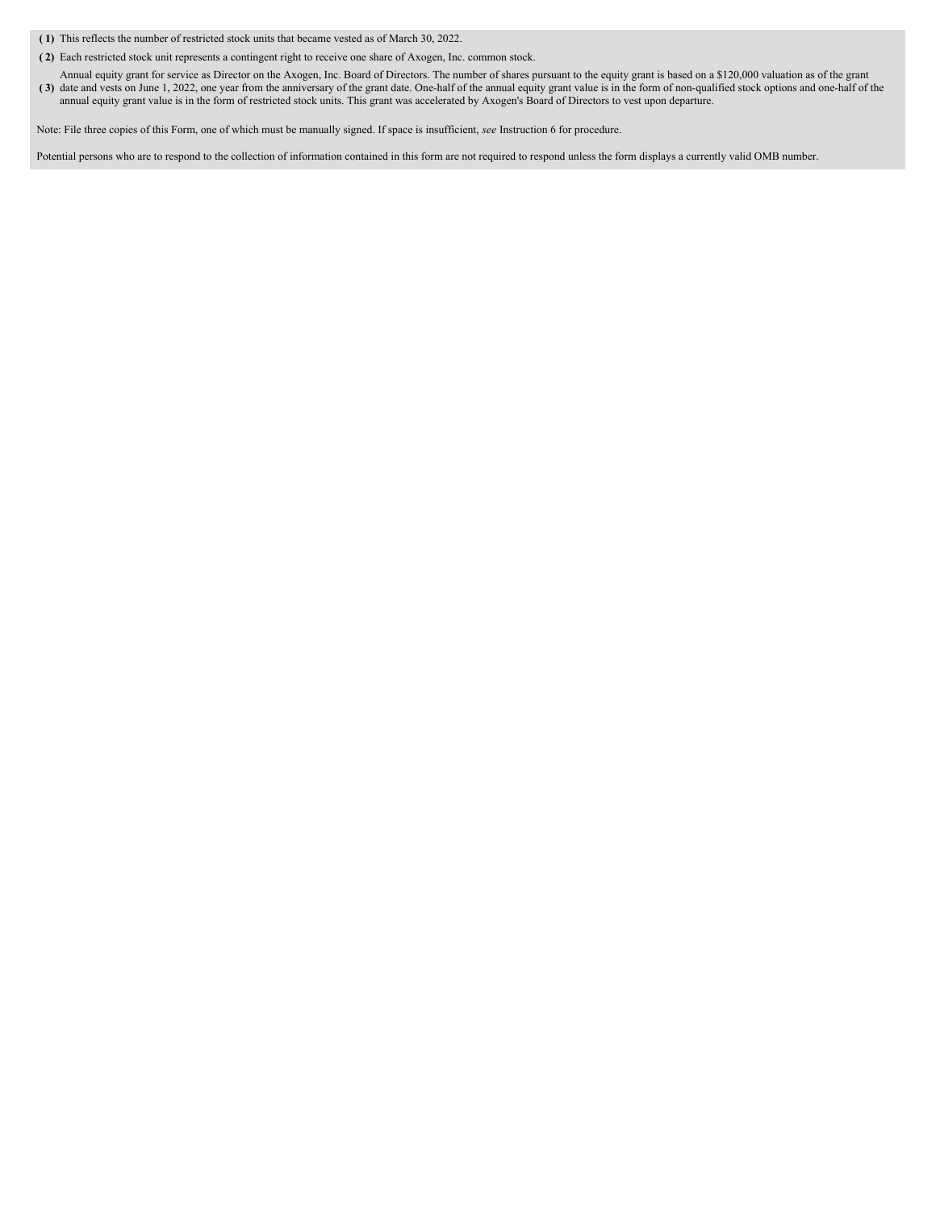**( 1)** This reflects the number of restricted stock units that became vested as of March 30, 2022.

**( 2)** Each restricted stock unit represents a contingent right to receive one share of Axogen, Inc. common stock.

**( 3)** Annual equity grant for service as Director on the Axogen, Inc. Board of Directors. The number of shares pursuant to the equity grant is based on a $120,000 valuation as of the grant date and vests on June 1, 2022, one year from the anniversary of the grant date. One-half of the annual equity grant value is in the form of non-qualified stock options and one-half of the annual equity grant value is in the form of restricted stock units. This grant was accelerated by Axogen's Board of Directors to vest upon departure.

Note: File three copies of this Form, one of which must be manually signed. If space is insufficient, *see* Instruction 6 for procedure.

Potential persons who are to respond to the collection of information contained in this form are not required to respond unless the form displays a currently valid OMB number.